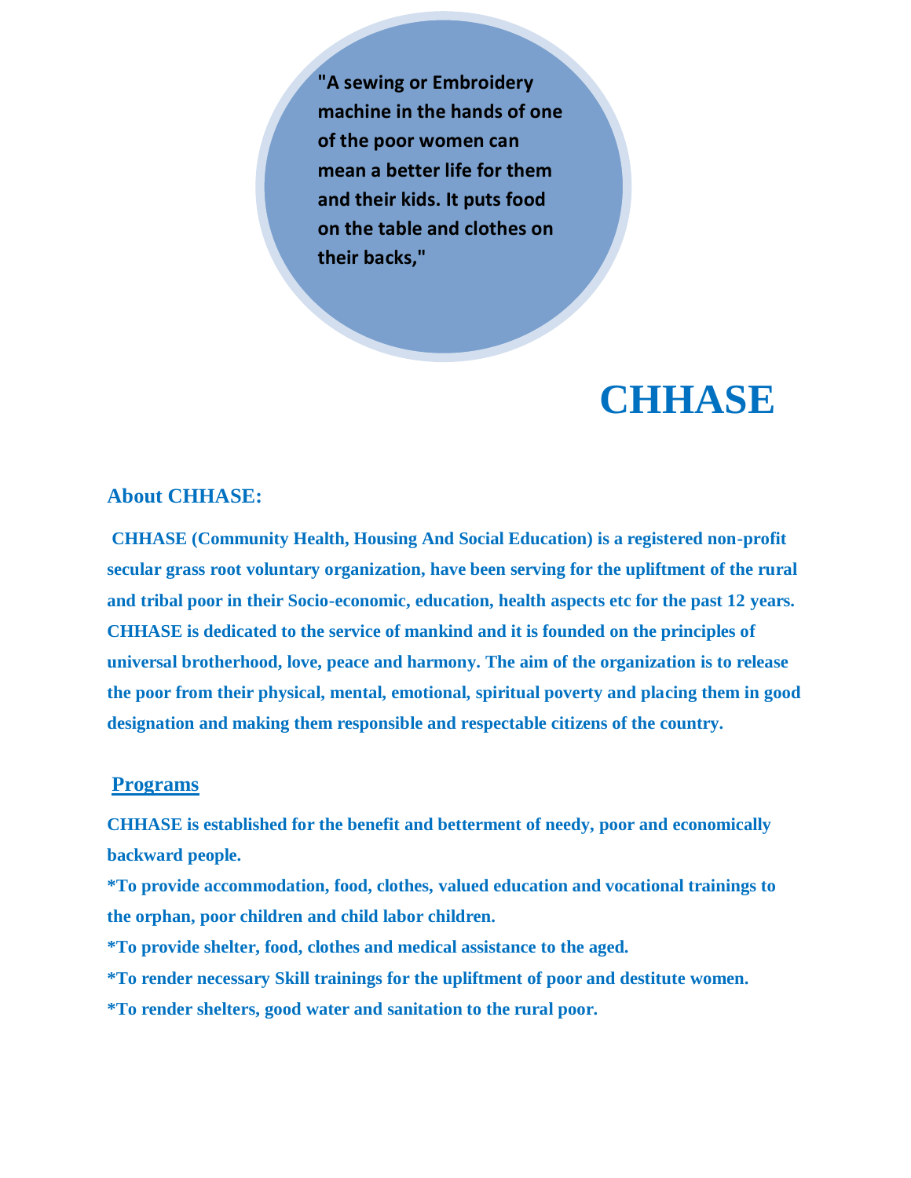"A sewing or Embroidery machine in the hands of one of the poor women can mean a better life for them and their kids. It puts food on the table and clothes on their backs,"

# CHHASE

## About CHHASE:

**CHHASE (Community Health, Housing And Social Education) is a registered non-profit secular grass root voluntary organization, have been serving for the upliftment of the rural and tribal poor in their Socio-economic, education, health aspects etc for the past 12 years. CHHASE is dedicated to the service of mankind and it is founded on the principles of universal brotherhood, love, peace and harmony. The aim of the organization is to release the poor from their physical, mental, emotional, spiritual poverty and placing them in good designation and making them responsible and respectable citizens of the country.**

## Programs

**CHHASE is established for the benefit and betterment of needy, poor and economically backward people.**

**\*To provide accommodation, food, clothes, valued education and vocational trainings to the orphan, poor children and child labor children.**

**\*To provide shelter, food, clothes and medical assistance to the aged.**

**\*To render necessary Skill trainings for the upliftment of poor and destitute women.**

**\*To render shelters, good water and sanitation to the rural poor.**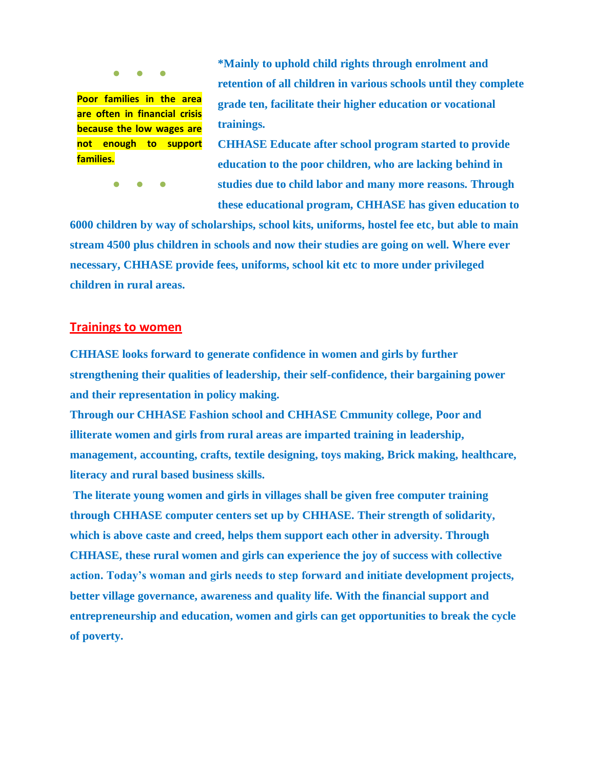Poor families in the area are often in financial crisis because the low wages are not enough to support families.

**\*Mainly to uphold child rights through enrolment and retention of all children in various schools until they complete grade ten, facilitate their higher education or vocational trainings.**

**CHHASE Educate after school program started to provide education to the poor children, who are lacking behind in studies due to child labor and many more reasons. Through these educational program, CHHASE has given education to 6000 children by way of scholarships, school kits, uniforms, hostel fee etc, but able to main stream 4500 plus children in schools and now their studies are going on well. Where ever necessary, CHHASE provide fees, uniforms, school kit etc to more under privileged children in rural areas.**

## Trainings to women

**CHHASE looks forward to generate confidence in women and girls by further strengthening their qualities of leadership, their self-confidence, their bargaining power and their representation in policy making.**

**Through our CHHASE Fashion school and CHHASE Cmmunity college, Poor and illiterate women and girls from rural areas are imparted training in leadership, management, accounting, crafts, textile designing, toys making, Brick making, healthcare, literacy and rural based business skills.**

**The literate young women and girls in villages shall be given free computer training through CHHASE computer centers set up by CHHASE. Their strength of solidarity, which is above caste and creed, helps them support each other in adversity. Through CHHASE, these rural women and girls can experience the joy of success with collective action. Today's woman and girls needs to step forward and initiate development projects, better village governance, awareness and quality life. With the financial support and entrepreneurship and education, women and girls can get opportunities to break the cycle of poverty.**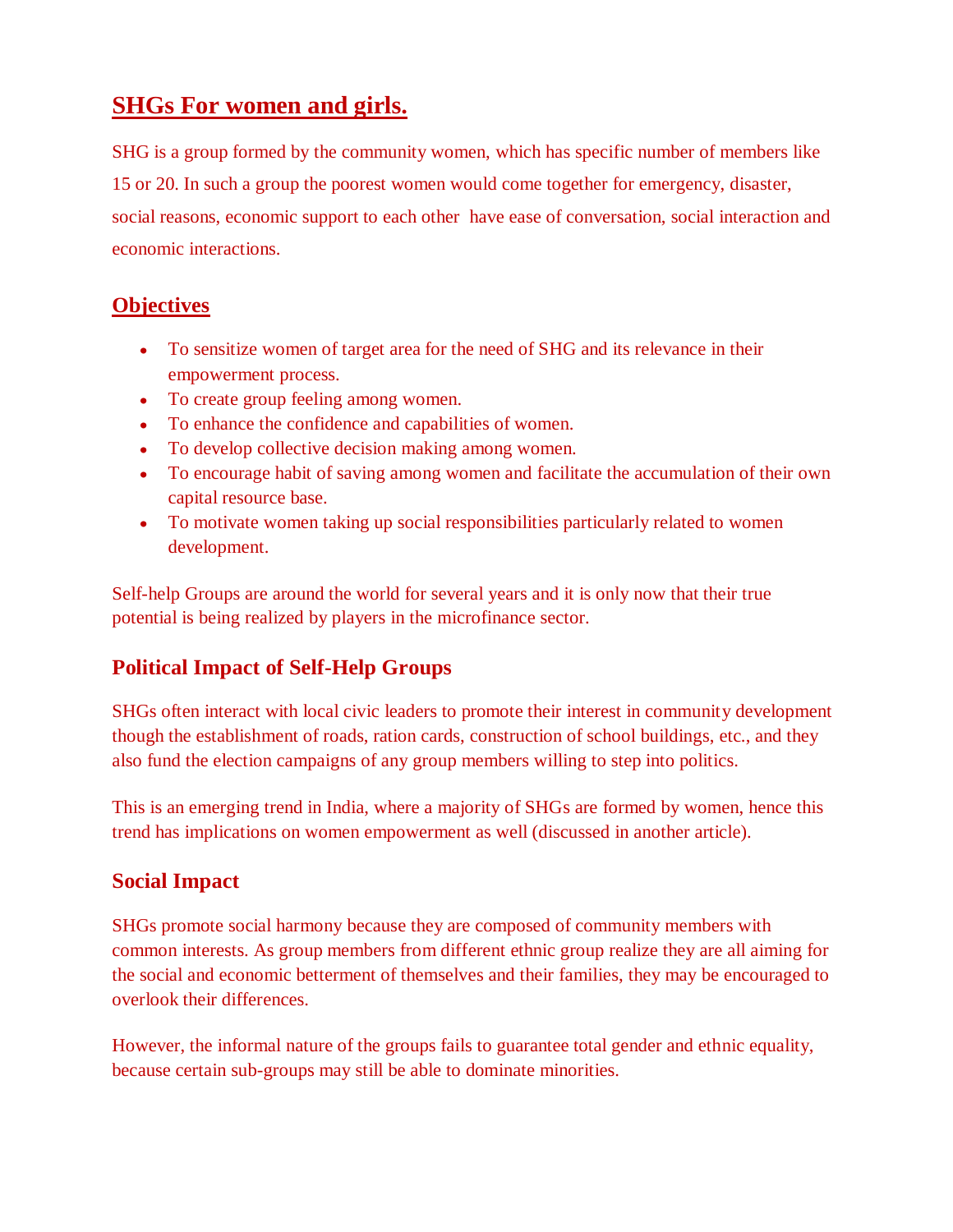## SHGs For women and girls.

SHG is a group formed by the community women, which has specific number of members like 15 or 20. In such a group the poorest women would come together for emergency, disaster, social reasons, economic support to each other  have ease of conversation, social interaction and economic interactions.

## Objectives

- To sensitize women of target area for the need of SHG and its relevance in their empowerment process.
- To create group feeling among women.
- To enhance the confidence and capabilities of women.
- To develop collective decision making among women.
- To encourage habit of saving among women and facilitate the accumulation of their own capital resource base.
- To motivate women taking up social responsibilities particularly related to women development.

Self-help Groups are around the world for several years and it is only now that their true potential is being realized by players in the microfinance sector.

### Political Impact of Self-Help Groups

SHGs often interact with local civic leaders to promote their interest in community development though the establishment of roads, ration cards, construction of school buildings, etc., and they also fund the election campaigns of any group members willing to step into politics.

This is an emerging trend in India, where a majority of SHGs are formed by women, hence this trend has implications on women empowerment as well (discussed in another article).

### Social Impact

SHGs promote social harmony because they are composed of community members with common interests. As group members from different ethnic group realize they are all aiming for the social and economic betterment of themselves and their families, they may be encouraged to overlook their differences.

However, the informal nature of the groups fails to guarantee total gender and ethnic equality, because certain sub-groups may still be able to dominate minorities.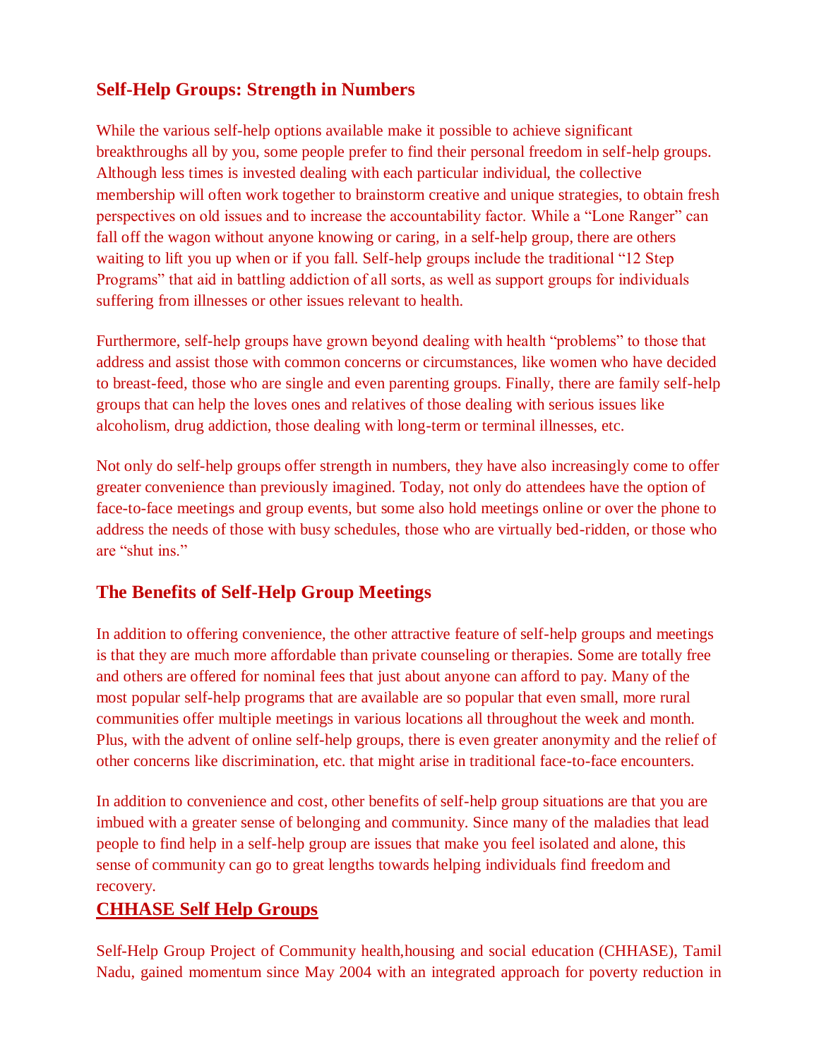## Self-Help Groups: Strength in Numbers

While the various self-help options available make it possible to achieve significant breakthroughs all by you, some people prefer to find their personal freedom in self-help groups. Although less times is invested dealing with each particular individual, the collective membership will often work together to brainstorm creative and unique strategies, to obtain fresh perspectives on old issues and to increase the accountability factor. While a "Lone Ranger" can fall off the wagon without anyone knowing or caring, in a self-help group, there are others waiting to lift you up when or if you fall. Self-help groups include the traditional "12 Step Programs" that aid in battling addiction of all sorts, as well as support groups for individuals suffering from illnesses or other issues relevant to health.

Furthermore, self-help groups have grown beyond dealing with health "problems" to those that address and assist those with common concerns or circumstances, like women who have decided to breast-feed, those who are single and even parenting groups. Finally, there are family self-help groups that can help the loves ones and relatives of those dealing with serious issues like alcoholism, drug addiction, those dealing with long-term or terminal illnesses, etc.

Not only do self-help groups offer strength in numbers, they have also increasingly come to offer greater convenience than previously imagined. Today, not only do attendees have the option of face-to-face meetings and group events, but some also hold meetings online or over the phone to address the needs of those with busy schedules, those who are virtually bed-ridden, or those who are "shut ins."

## The Benefits of Self-Help Group Meetings

In addition to offering convenience, the other attractive feature of self-help groups and meetings is that they are much more affordable than private counseling or therapies. Some are totally free and others are offered for nominal fees that just about anyone can afford to pay. Many of the most popular self-help programs that are available are so popular that even small, more rural communities offer multiple meetings in various locations all throughout the week and month. Plus, with the advent of online self-help groups, there is even greater anonymity and the relief of other concerns like discrimination, etc. that might arise in traditional face-to-face encounters.

In addition to convenience and cost, other benefits of self-help group situations are that you are imbued with a greater sense of belonging and community. Since many of the maladies that lead people to find help in a self-help group are issues that make you feel isolated and alone, this sense of community can go to great lengths towards helping individuals find freedom and recovery.

## CHHASE Self Help Groups

Self-Help Group Project of Community health,housing and social education (CHHASE), Tamil Nadu, gained momentum since May 2004 with an integrated approach for poverty reduction in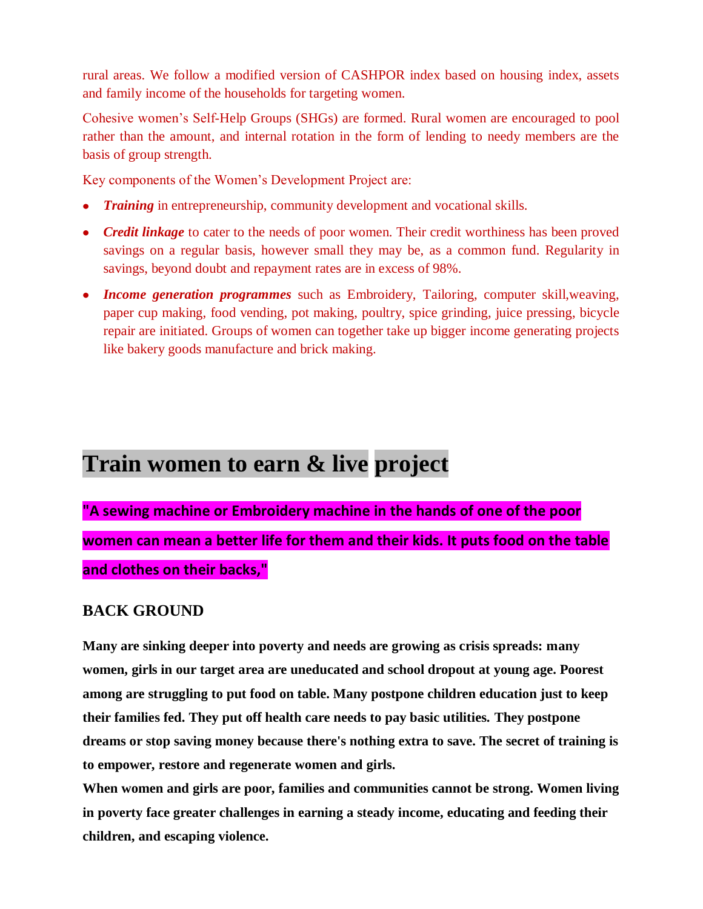rural areas. We follow a modified version of CASHPOR index based on housing index, assets and family income of the households for targeting women.

Cohesive women's Self-Help Groups (SHGs) are formed. Rural women are encouraged to pool rather than the amount, and internal rotation in the form of lending to needy members are the basis of group strength.

Key components of the Women's Development Project are:

- ***Training*** in entrepreneurship, community development and vocational skills.
- ***Credit linkage*** to cater to the needs of poor women. Their credit worthiness has been proved savings on a regular basis, however small they may be, as a common fund. Regularity in savings, beyond doubt and repayment rates are in excess of 98%.
- ***Income generation programmes*** such as Embroidery, Tailoring, computer skill,weaving, paper cup making, food vending, pot making, poultry, spice grinding, juice pressing, bicycle repair are initiated. Groups of women can together take up bigger income generating projects like bakery goods manufacture and brick making.

# Train women to earn & live project

**"A sewing machine or Embroidery machine in the hands of one of the poor women can mean a better life for them and their kids. It puts food on the table and clothes on their backs,"**

### BACK GROUND

**Many are sinking deeper into poverty and needs are growing as crisis spreads: many women, girls in our target area are uneducated and school dropout at young age. Poorest among are struggling to put food on table. Many postpone children education just to keep their families fed. They put off health care needs to pay basic utilities. They postpone dreams or stop saving money because there's nothing extra to save. The secret of training is to empower, restore and regenerate women and girls.**

**When women and girls are poor, families and communities cannot be strong. Women living in poverty face greater challenges in earning a steady income, educating and feeding their children, and escaping violence.**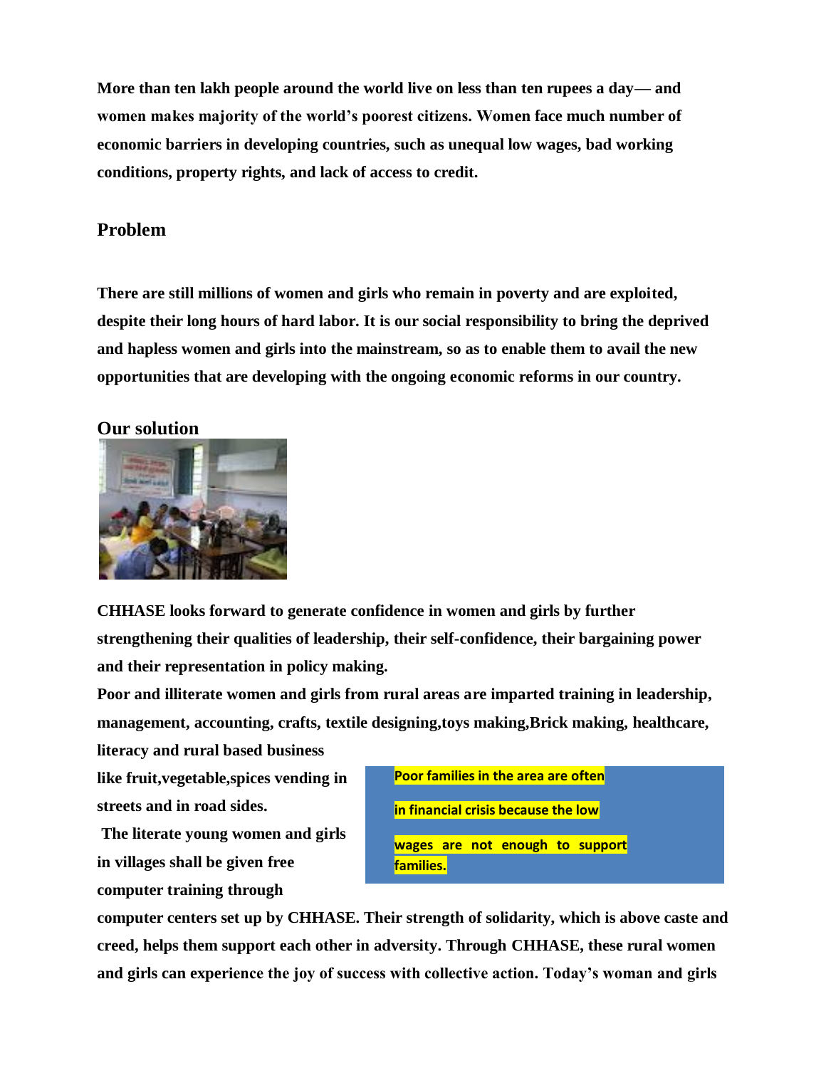**More than ten lakh people around the world live on less than ten rupees a day— and women makes majority of the world's poorest citizens. Women face much number of economic barriers in developing countries, such as unequal low wages, bad working conditions, property rights, and lack of access to credit.**

## Problem

**There are still millions of women and girls who remain in poverty and are exploited, despite their long hours of hard labor. It is our social responsibility to bring the deprived and hapless women and girls into the mainstream, so as to enable them to avail the new opportunities that are developing with the ongoing economic reforms in our country.**

## Our solution

**CHHASE looks forward to generate confidence in women and girls by further strengthening their qualities of leadership, their self-confidence, their bargaining power and their representation in policy making.**

**Poor and illiterate women and girls from rural areas are imparted training in leadership, management, accounting, crafts, textile designing,toys making,Brick making, healthcare, literacy and rural based business like fruit,vegetable,spices vending in streets and in road sides.**

**The literate young women and girls in villages shall be given free computer training through computer centers set up by CHHASE. Their strength of solidarity, which is above caste and creed, helps them support each other in adversity. Through CHHASE, these rural women and girls can experience the joy of success with collective action. Today's woman and girls**

**Poor families in the area are often in financial crisis because the low wages are not enough to support families.**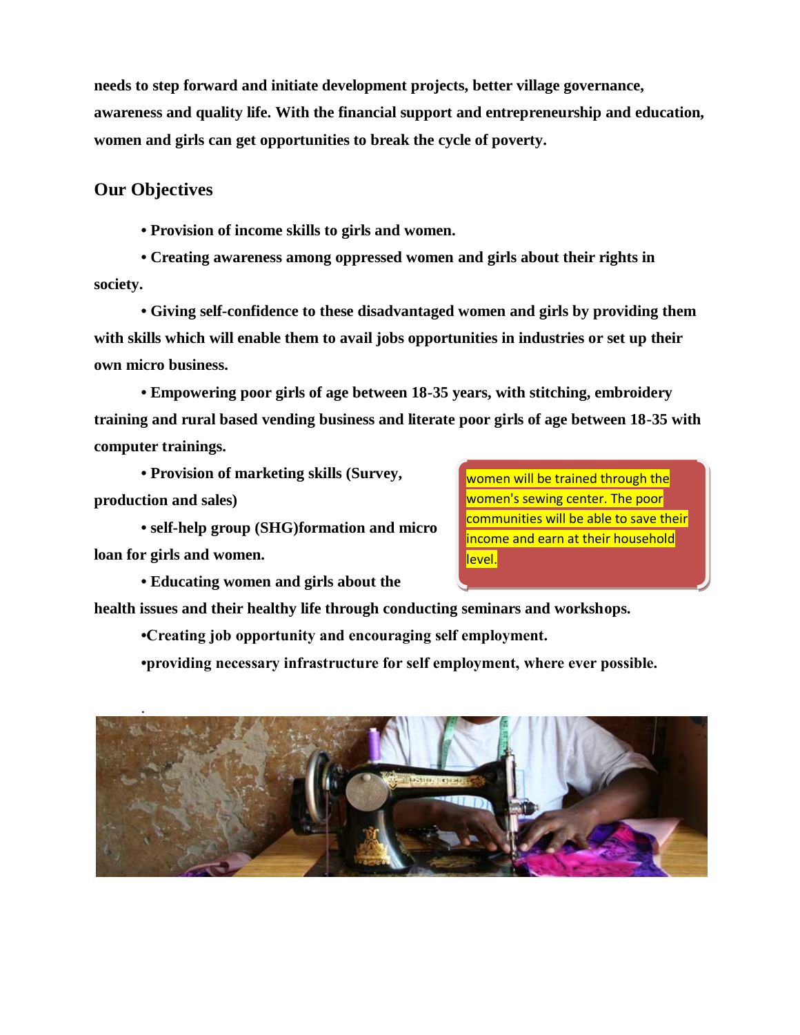**needs to step forward and initiate development projects, better village governance, awareness and quality life. With the financial support and entrepreneurship and education, women and girls can get opportunities to break the cycle of poverty.**

## Our Objectives

- **Provision of income skills to girls and women.**
- **Creating awareness among oppressed women and girls about their rights in society.**
- **Giving self-confidence to these disadvantaged women and girls by providing them with skills which will enable them to avail jobs opportunities in industries or set up their own micro business.**
- **Empowering poor girls of age between 18-35 years, with stitching, embroidery training and rural based vending business and literate poor girls of age between 18-35 with computer trainings.**
- **Provision of marketing skills (Survey, production and sales)**
- **self-help group (SHG)formation and micro loan for girls and women.**
- **Educating women and girls about the health issues and their healthy life through conducting seminars and workshops.**
- **Creating job opportunity and encouraging self employment.**
- **providing necessary infrastructure for self employment, where ever possible.**

women will be trained through the women's sewing center. The poor communities will be able to save their income and earn at their household level.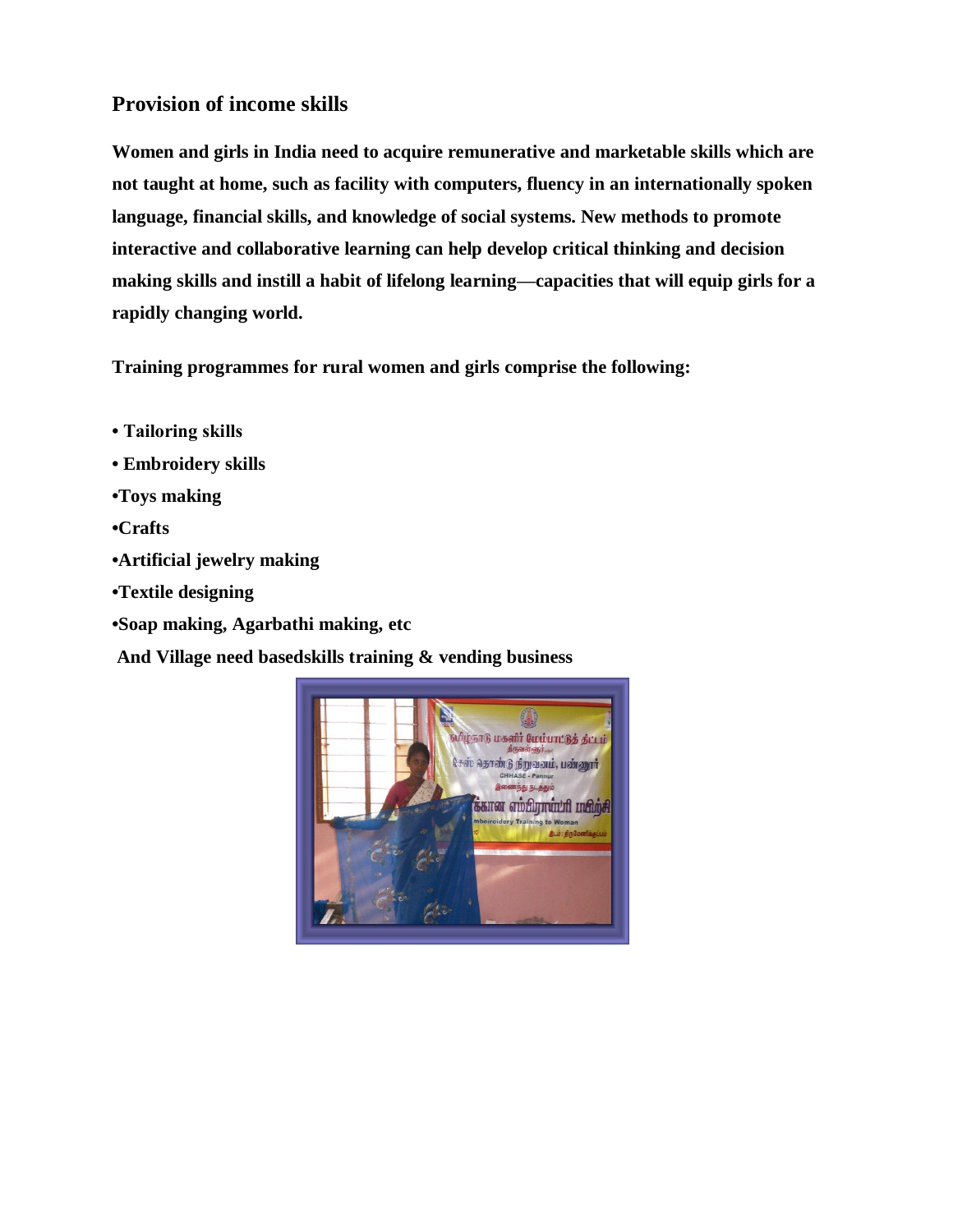## Provision of income skills

**Women and girls in India need to acquire remunerative and marketable skills which are not taught at home, such as facility with computers, fluency in an internationally spoken language, financial skills, and knowledge of social systems. New methods to promote interactive and collaborative learning can help develop critical thinking and decision making skills and instill a habit of lifelong learning—capacities that will equip girls for a rapidly changing world.**

**Training programmes for rural women and girls comprise the following:**

- **Tailoring skills**
- **Embroidery skills**
- **Toys making**
- **Crafts**
- **Artificial jewelry making**
- **Textile designing**
- **Soap making, Agarbathi making, etc**

**And Village need basedskills training & vending business**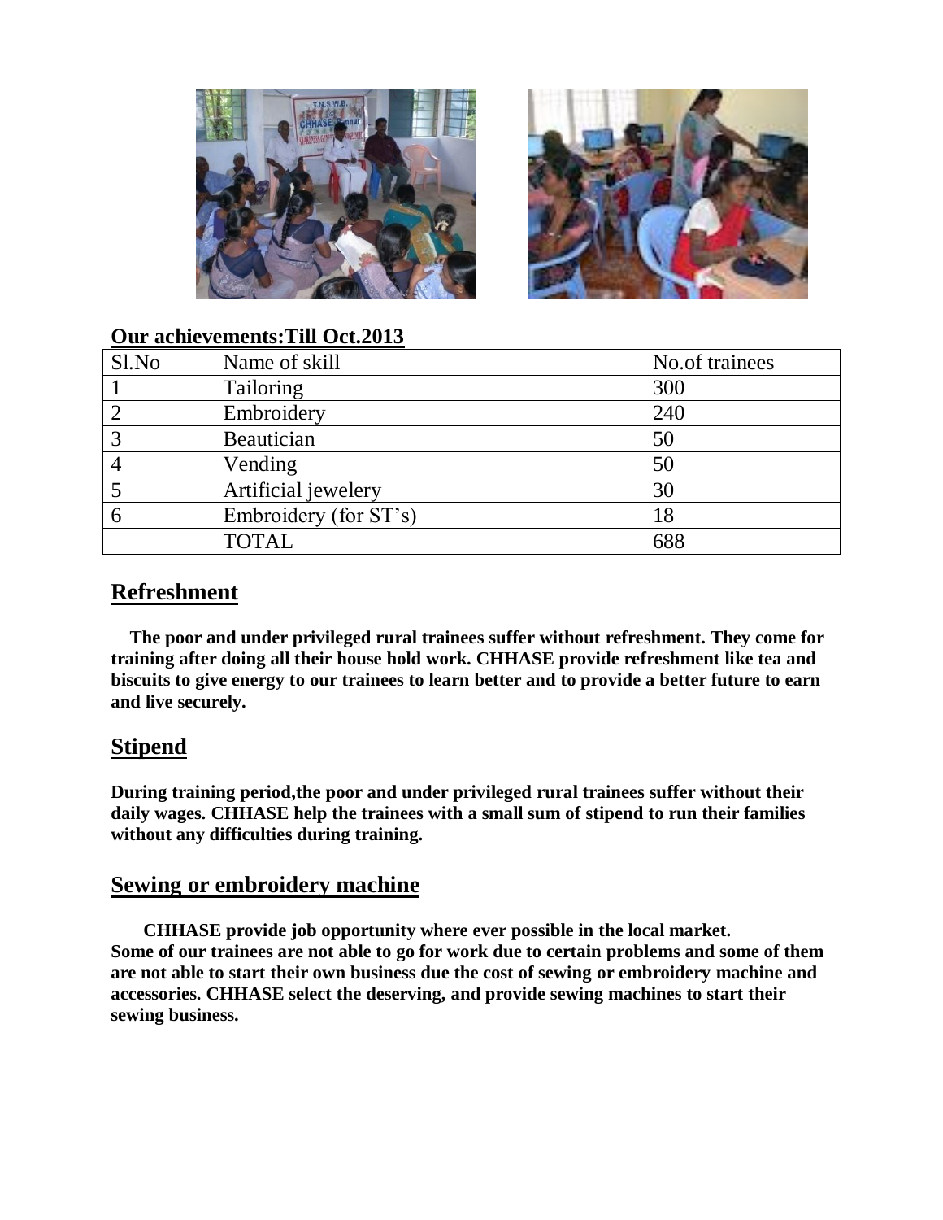**Our achievements:Till Oct.2013**

| Sl.No | Name of skill | No.of trainees |
|---|---|---|
| 1 | Tailoring | 300 |
| 2 | Embroidery | 240 |
| 3 | Beautician | 50 |
| 4 | Vending | 50 |
| 5 | Artificial jewelery | 30 |
| 6 | Embroidery (for ST's) | 18 |
|  | TOTAL | 688 |

## Refreshment

**The poor and under privileged rural trainees suffer without refreshment. They come for training after doing all their house hold work. CHHASE provide refreshment like tea and biscuits to give energy to our trainees to learn better and to provide a better future to earn and live securely.**

## Stipend

**During training period,the poor and under privileged rural trainees suffer without their daily wages. CHHASE help the trainees with a small sum of stipend to run their families without any difficulties during training.**

## Sewing or embroidery machine

**CHHASE provide job opportunity where ever possible in the local market. Some of our trainees are not able to go for work due to certain problems and some of them are not able to start their own business due the cost of sewing or embroidery machine and accessories. CHHASE select the deserving, and provide sewing machines to start their sewing business.**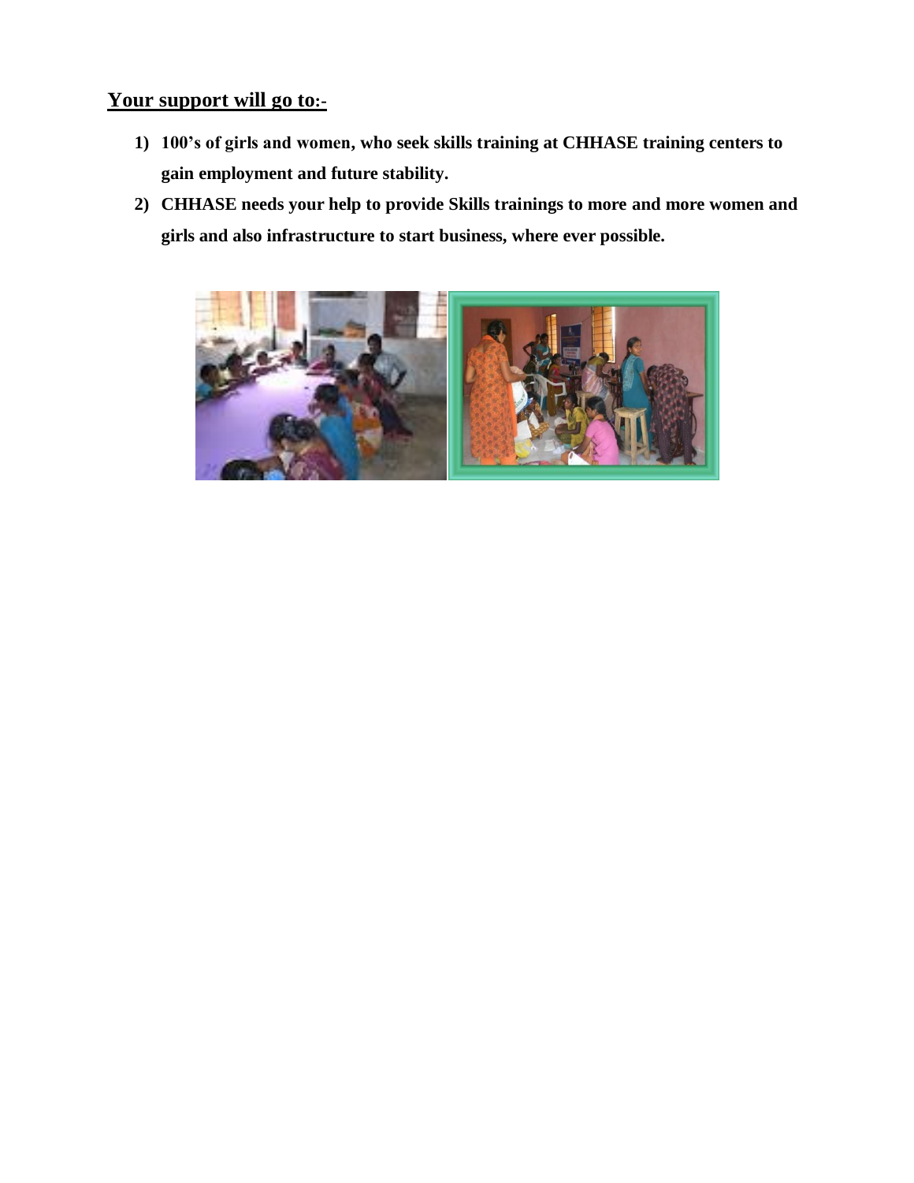**<u>Your support will go to:-</u>**

1) **100's of girls and women, who seek skills training at CHHASE training centers to gain employment and future stability.**
2) **CHHASE needs your help to provide Skills trainings to more and more women and girls and also infrastructure to start business, where ever possible.**